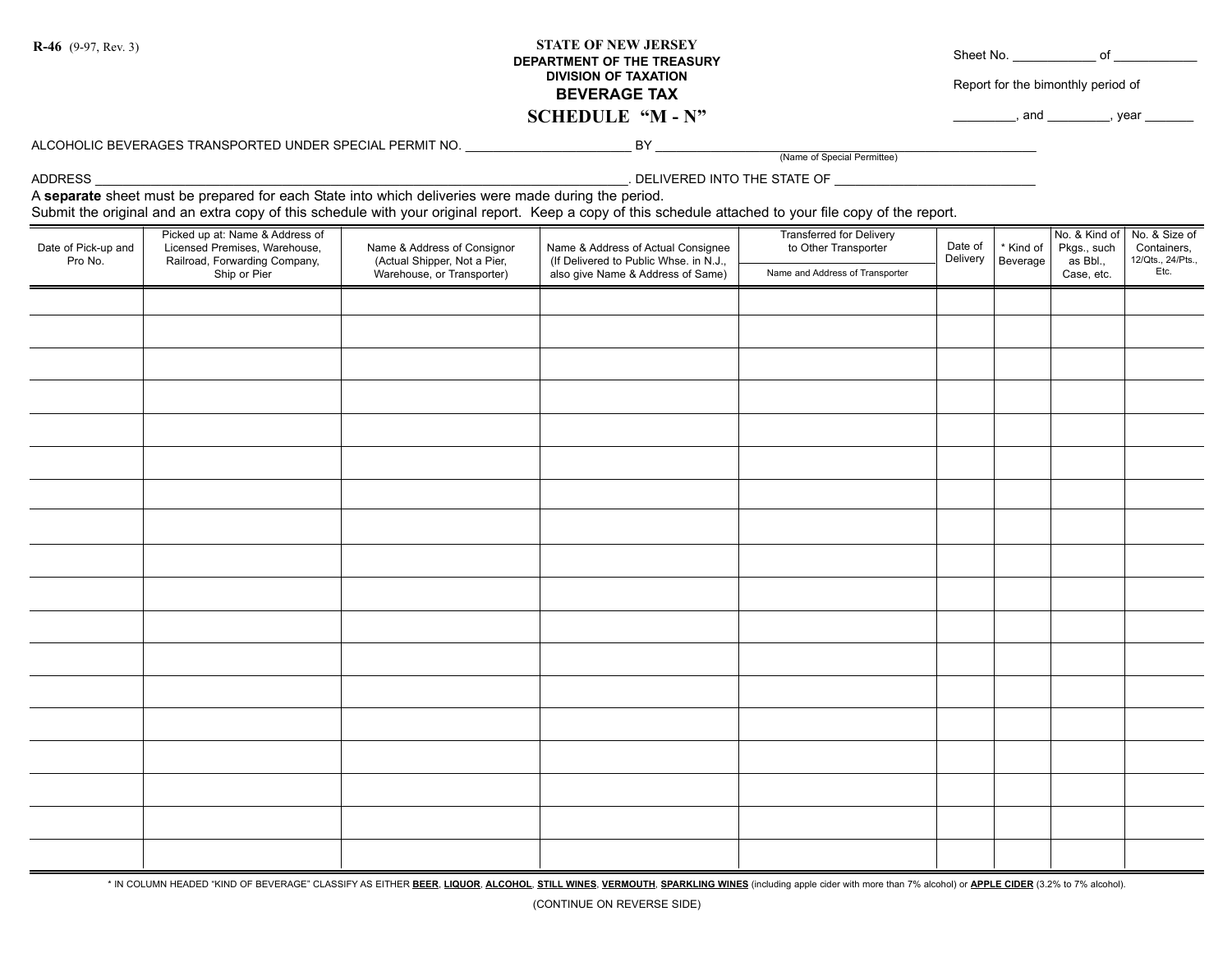R-46 (9-97, Rev. 3)

**STATE OF NEW JERSEY**
**DEPARTMENT OF THE TREASURY**
**DIVISION OF TAXATION**

# BEVERAGE TAX

## SCHEDULE "M - N"

Sheet No. ____________ of ____________

Report for the bimonthly period of

_________, and _________, year _______

ALCOHOLIC BEVERAGES TRANSPORTED UNDER SPECIAL PERMIT NO. ________________________ BY ____________________________________________________________
(Name of Special Permittee)

ADDRESS ________________________________________________________________________________. DELIVERED INTO THE STATE OF ____________________________

A **separate** sheet must be prepared for each State into which deliveries were made during the period.
Submit the original and an extra copy of this schedule with your original report. Keep a copy of this schedule attached to your file copy of the report.

| Date of Pick-up and Pro No. | Picked up at: Name & Address of Licensed Premises, Warehouse, Railroad, Forwarding Company, Ship or Pier | Name & Address of Consignor (Actual Shipper, Not a Pier, Warehouse, or Transporter) | Name & Address of Actual Consignee (If Delivered to Public Whse. in N.J., also give Name & Address of Same) | Transferred for Delivery to Other Transporter — Name and Address of Transporter | Date of Delivery | * Kind of Beverage | No. & Kind of Pkgs., such as Bbl., Case, etc. | No. & Size of Containers, 12/Qts., 24/Pts., Etc. |
|---|---|---|---|---|---|---|---|---|
| | | | | | | | | |
| | | | | | | | | |
| | | | | | | | | |
| | | | | | | | | |
| | | | | | | | | |
| | | | | | | | | |
| | | | | | | | | |
| | | | | | | | | |
| | | | | | | | | |
| | | | | | | | | |
| | | | | | | | | |
| | | | | | | | | |
| | | | | | | | | |
| | | | | | | | | |
| | | | | | | | | |
| | | | | | | | | |
| | | | | | | | | |
| | | | | | | | | |

* IN COLUMN HEADED "KIND OF BEVERAGE" CLASSIFY AS EITHER **BEER**, **LIQUOR**, **ALCOHOL**, **STILL WINES**, **VERMOUTH**, **SPARKLING WINES** (including apple cider with more than 7% alcohol) or **APPLE CIDER** (3.2% to 7% alcohol).

(CONTINUE ON REVERSE SIDE)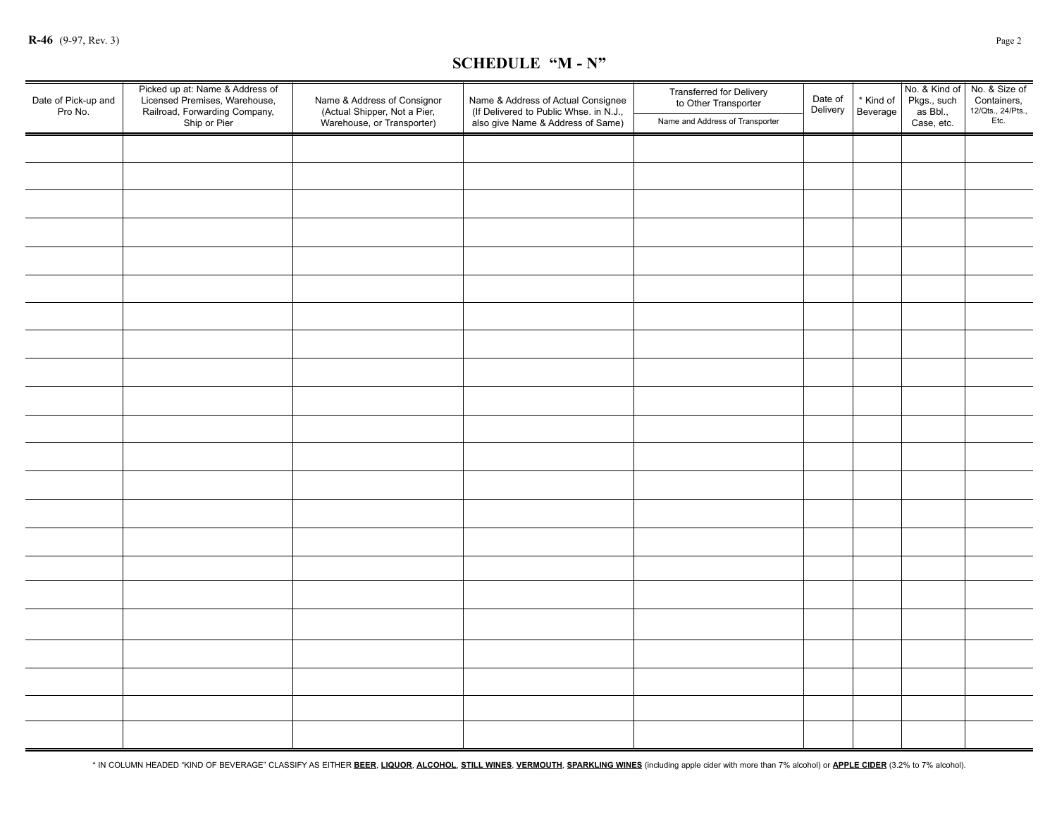R-46 (9-97, Rev. 3)

# SCHEDULE "M - N"

| Date of Pick-up and Pro No. | Picked up at: Name & Address of Licensed Premises, Warehouse, Railroad, Forwarding Company, Ship or Pier | Name & Address of Consignor (Actual Shipper, Not a Pier, Warehouse, or Transporter) | Name & Address of Actual Consignee (If Delivered to Public Whse. in N.J., also give Name & Address of Same) | Transferred for Delivery to Other Transporter — Name and Address of Transporter | Date of Delivery | * Kind of Beverage | No. & Kind of Pkgs., such as Bbl., Case, etc. | No. & Size of Containers, 12/Qts., 24/Pts., Etc. |
|---|---|---|---|---|---|---|---|---|
| | | | | | | | | |
| | | | | | | | | |
| | | | | | | | | |
| | | | | | | | | |
| | | | | | | | | |
| | | | | | | | | |
| | | | | | | | | |
| | | | | | | | | |
| | | | | | | | | |
| | | | | | | | | |
| | | | | | | | | |
| | | | | | | | | |
| | | | | | | | | |
| | | | | | | | | |
| | | | | | | | | |
| | | | | | | | | |
| | | | | | | | | |
| | | | | | | | | |
| | | | | | | | | |
| | | | | | | | | |
| | | | | | | | | |
| | | | | | | | | |

* IN COLUMN HEADED "KIND OF BEVERAGE" CLASSIFY AS EITHER **BEER**, **LIQUOR**, **ALCOHOL**, **STILL WINES**, **VERMOUTH**, **SPARKLING WINES** (including apple cider with more than 7% alcohol) or **APPLE CIDER** (3.2% to 7% alcohol).